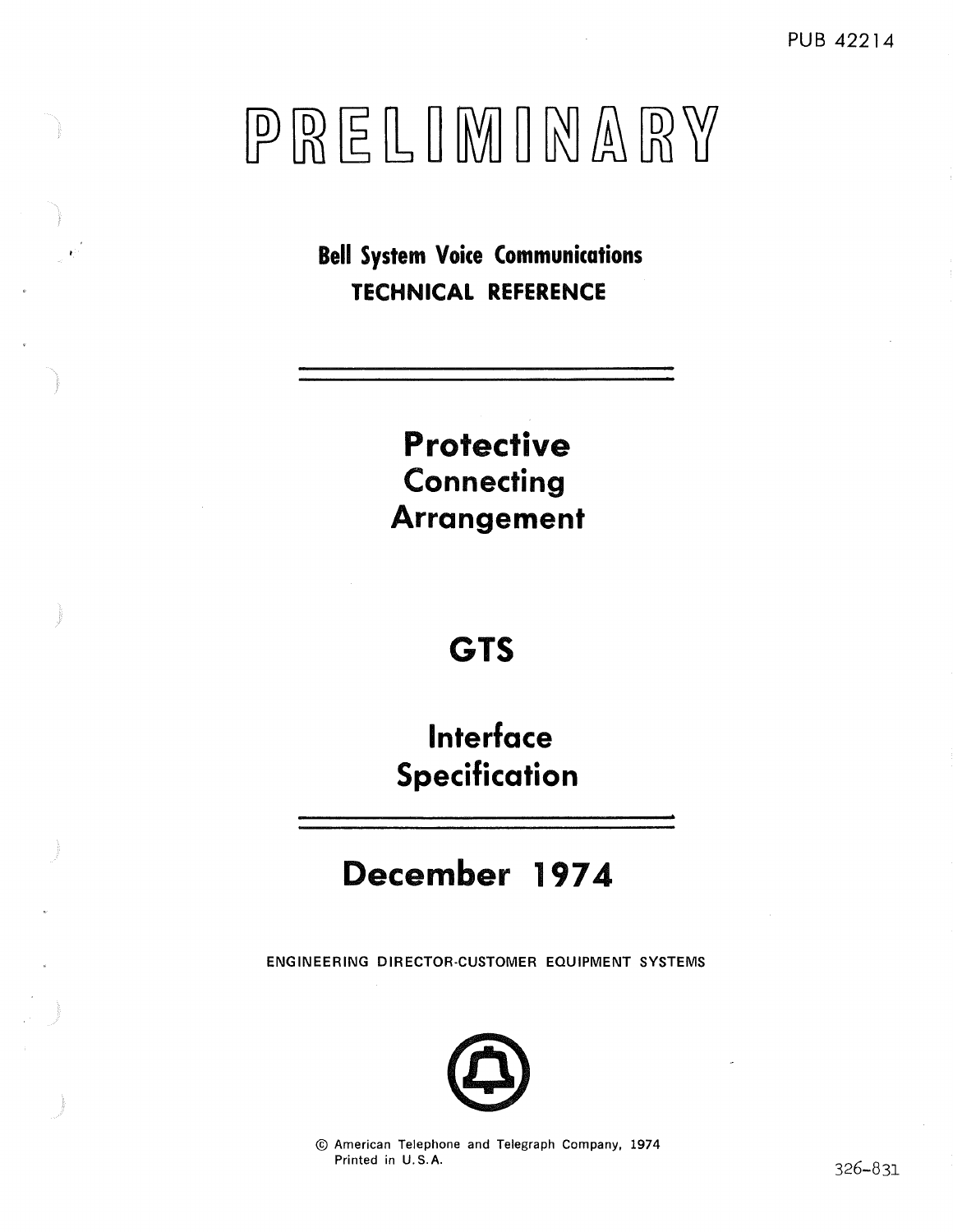PUB 42214

# PRELIMINARY

**Bell System Voice Communications**
**TECHNICAL REFERENCE**

# Protective Connecting Arrangement

# GTS

# Interface Specification

## December 1974

ENGINEERING DIRECTOR-CUSTOMER EQUIPMENT SYSTEMS

© American Telephone and Telegraph Company, 1974
Printed in U.S.A.

326-831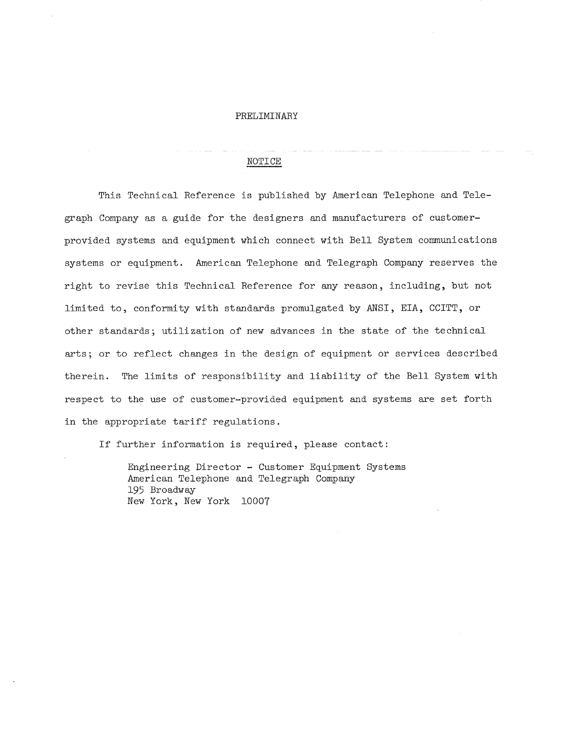PRELIMINARY

## NOTICE

This Technical Reference is published by American Telephone and Telegraph Company as a guide for the designers and manufacturers of customer-provided systems and equipment which connect with Bell System communications systems or equipment. American Telephone and Telegraph Company reserves the right to revise this Technical Reference for any reason, including, but not limited to, conformity with standards promulgated by ANSI, EIA, CCITT, or other standards; utilization of new advances in the state of the technical arts; or to reflect changes in the design of equipment or services described therein. The limits of responsibility and liability of the Bell System with respect to the use of customer-provided equipment and systems are set forth in the appropriate tariff regulations.

If further information is required, please contact:

Engineering Director - Customer Equipment Systems
American Telephone and Telegraph Company
195 Broadway
New York, New York 10007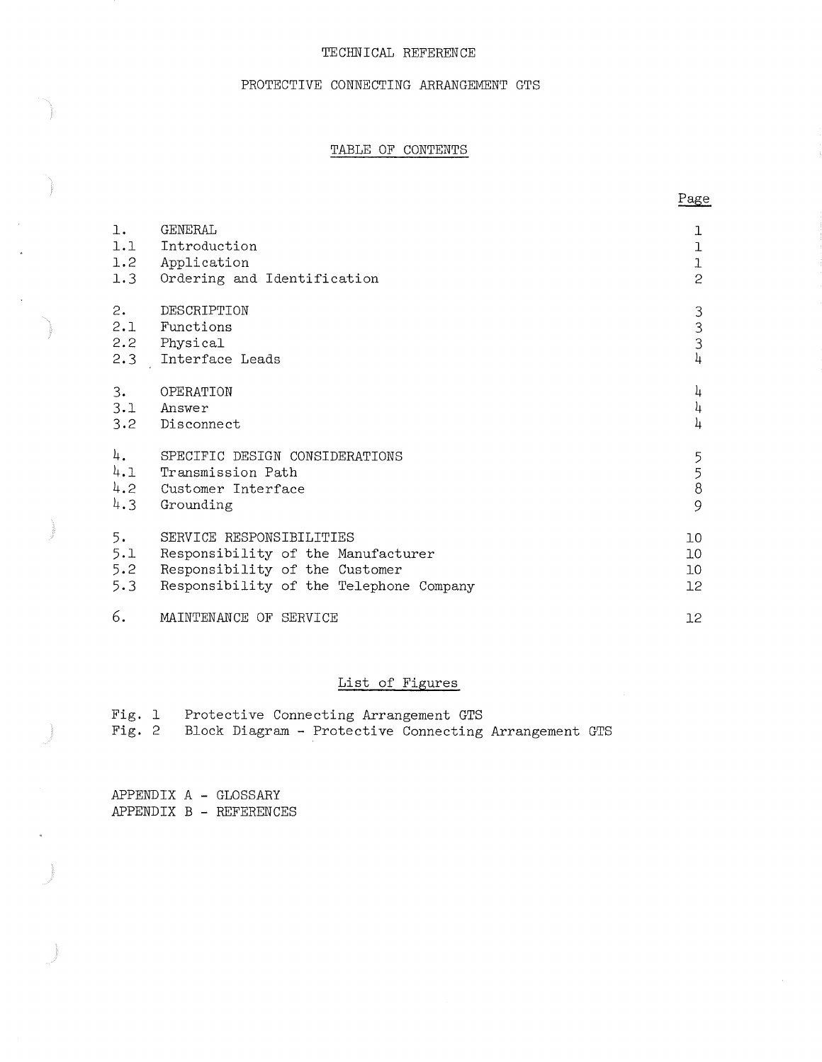TECHNICAL REFERENCE

PROTECTIVE CONNECTING ARRANGEMENT GTS

TABLE OF CONTENTS

| | | Page |
|---|---|---|
| 1. | GENERAL | 1 |
| 1.1 | Introduction | 1 |
| 1.2 | Application | 1 |
| 1.3 | Ordering and Identification | 2 |
| 2. | DESCRIPTION | 3 |
| 2.1 | Functions | 3 |
| 2.2 | Physical | 3 |
| 2.3 | Interface Leads | 4 |
| 3. | OPERATION | 4 |
| 3.1 | Answer | 4 |
| 3.2 | Disconnect | 4 |
| 4. | SPECIFIC DESIGN CONSIDERATIONS | 5 |
| 4.1 | Transmission Path | 5 |
| 4.2 | Customer Interface | 8 |
| 4.3 | Grounding | 9 |
| 5. | SERVICE RESPONSIBILITIES | 10 |
| 5.1 | Responsibility of the Manufacturer | 10 |
| 5.2 | Responsibility of the Customer | 10 |
| 5.3 | Responsibility of the Telephone Company | 12 |
| 6. | MAINTENANCE OF SERVICE | 12 |

List of Figures

Fig. 1 Protective Connecting Arrangement GTS
Fig. 2 Block Diagram - Protective Connecting Arrangement GTS

APPENDIX A - GLOSSARY
APPENDIX B - REFERENCES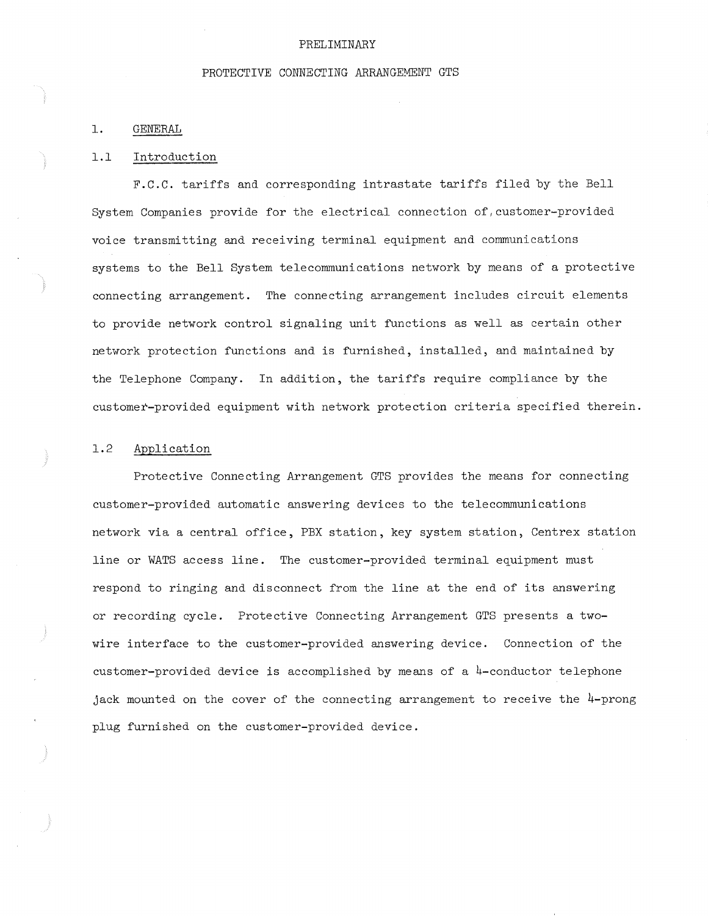PRELIMINARY

# PROTECTIVE CONNECTING ARRANGEMENT GTS

## 1. GENERAL

### 1.1 Introduction

F.C.C. tariffs and corresponding intrastate tariffs filed by the Bell System Companies provide for the electrical connection of customer-provided voice transmitting and receiving terminal equipment and communications systems to the Bell System telecommunications network by means of a protective connecting arrangement. The connecting arrangement includes circuit elements to provide network control signaling unit functions as well as certain other network protection functions and is furnished, installed, and maintained by the Telephone Company. In addition, the tariffs require compliance by the customer-provided equipment with network protection criteria specified therein.

### 1.2 Application

Protective Connecting Arrangement GTS provides the means for connecting customer-provided automatic answering devices to the telecommunications network via a central office, PBX station, key system station, Centrex station line or WATS access line. The customer-provided terminal equipment must respond to ringing and disconnect from the line at the end of its answering or recording cycle. Protective Connecting Arrangement GTS presents a two-wire interface to the customer-provided answering device. Connection of the customer-provided device is accomplished by means of a 4-conductor telephone jack mounted on the cover of the connecting arrangement to receive the 4-prong plug furnished on the customer-provided device.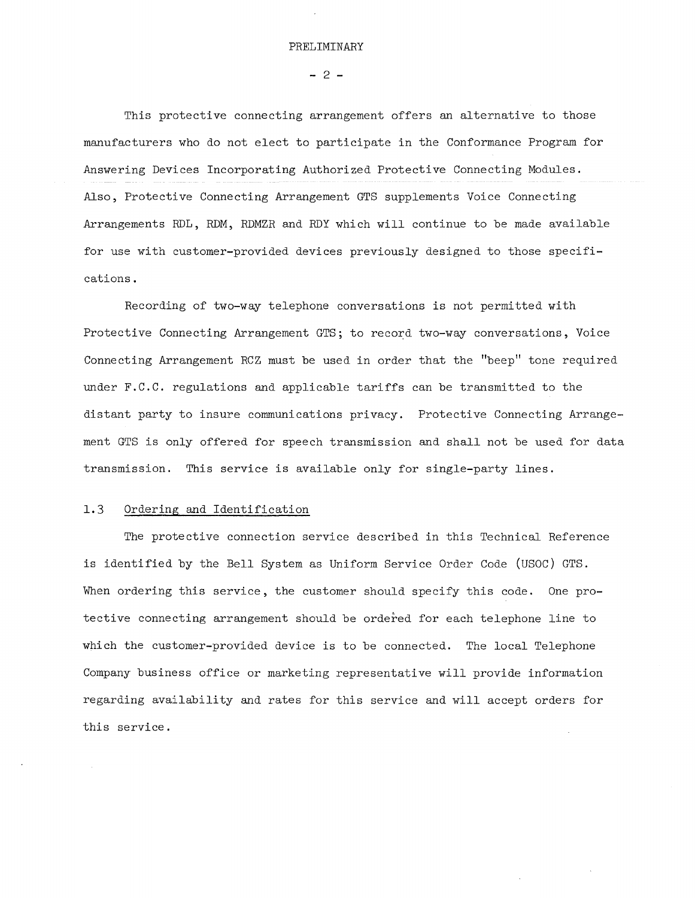This protective connecting arrangement offers an alternative to those manufacturers who do not elect to participate in the Conformance Program for Answering Devices Incorporating Authorized Protective Connecting Modules. Also, Protective Connecting Arrangement GTS supplements Voice Connecting Arrangements RDL, RDM, RDMZR and RDY which will continue to be made available for use with customer-provided devices previously designed to those specifications.

Recording of two-way telephone conversations is not permitted with Protective Connecting Arrangement GTS; to record two-way conversations, Voice Connecting Arrangement RCZ must be used in order that the "beep" tone required under F.C.C. regulations and applicable tariffs can be transmitted to the distant party to insure communications privacy. Protective Connecting Arrangement GTS is only offered for speech transmission and shall not be used for data transmission. This service is available only for single-party lines.

### 1.3 Ordering and Identification

The protective connection service described in this Technical Reference is identified by the Bell System as Uniform Service Order Code (USOC) GTS. When ordering this service, the customer should specify this code. One protective connecting arrangement should be ordered for each telephone line to which the customer-provided device is to be connected. The local Telephone Company business office or marketing representative will provide information regarding availability and rates for this service and will accept orders for this service.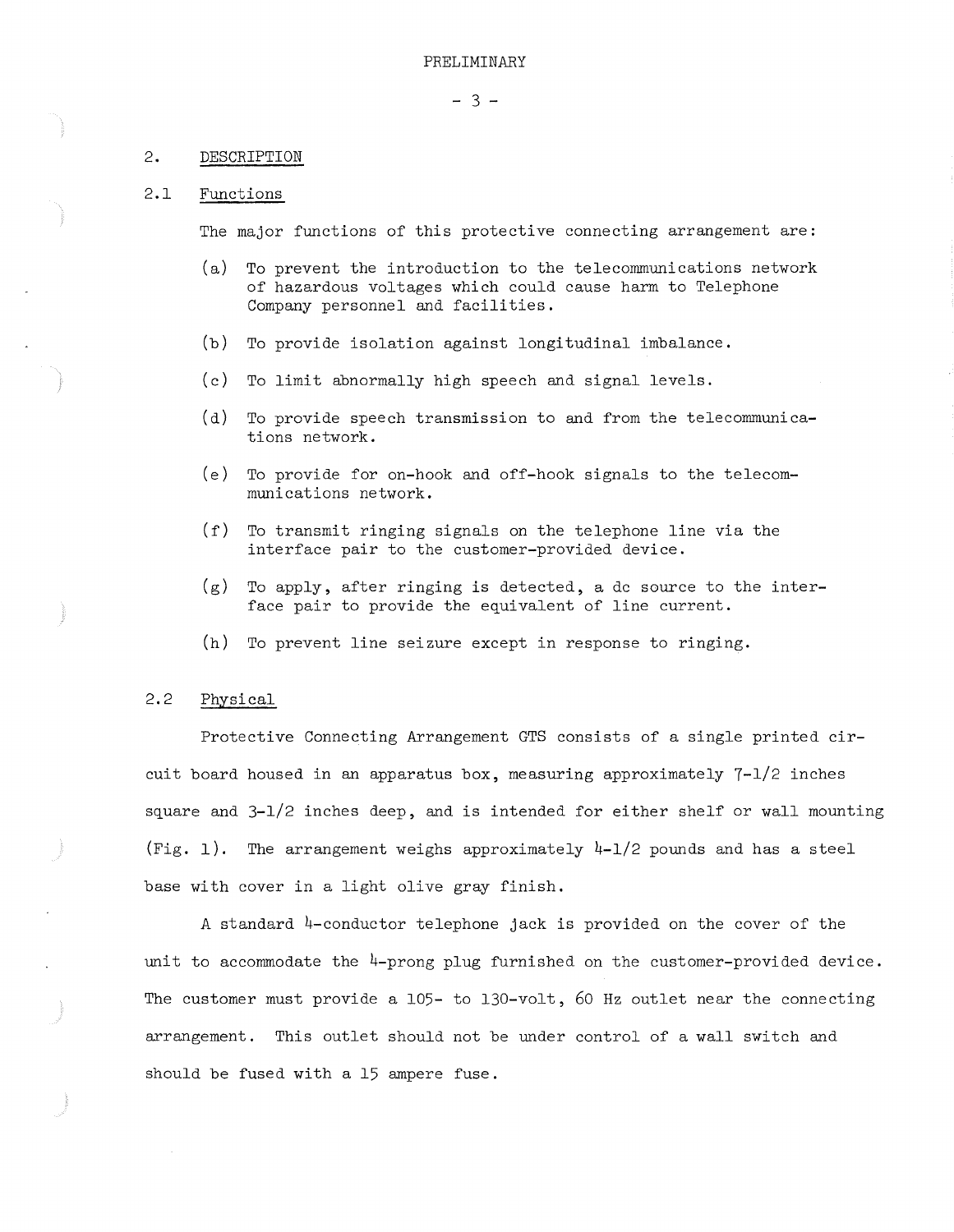PRELIMINARY

## 2. DESCRIPTION

### 2.1 Functions

The major functions of this protective connecting arrangement are:

(a) To prevent the introduction to the telecommunications network of hazardous voltages which could cause harm to Telephone Company personnel and facilities.

(b) To provide isolation against longitudinal imbalance.

(c) To limit abnormally high speech and signal levels.

(d) To provide speech transmission to and from the telecommunications network.

(e) To provide for on-hook and off-hook signals to the telecommunications network.

(f) To transmit ringing signals on the telephone line via the interface pair to the customer-provided device.

(g) To apply, after ringing is detected, a dc source to the interface pair to provide the equivalent of line current.

(h) To prevent line seizure except in response to ringing.

### 2.2 Physical

Protective Connecting Arrangement GTS consists of a single printed circuit board housed in an apparatus box, measuring approximately 7-1/2 inches square and 3-1/2 inches deep, and is intended for either shelf or wall mounting (Fig. 1). The arrangement weighs approximately 4-1/2 pounds and has a steel base with cover in a light olive gray finish.

A standard 4-conductor telephone jack is provided on the cover of the unit to accommodate the 4-prong plug furnished on the customer-provided device. The customer must provide a 105- to 130-volt, 60 Hz outlet near the connecting arrangement. This outlet should not be under control of a wall switch and should be fused with a 15 ampere fuse.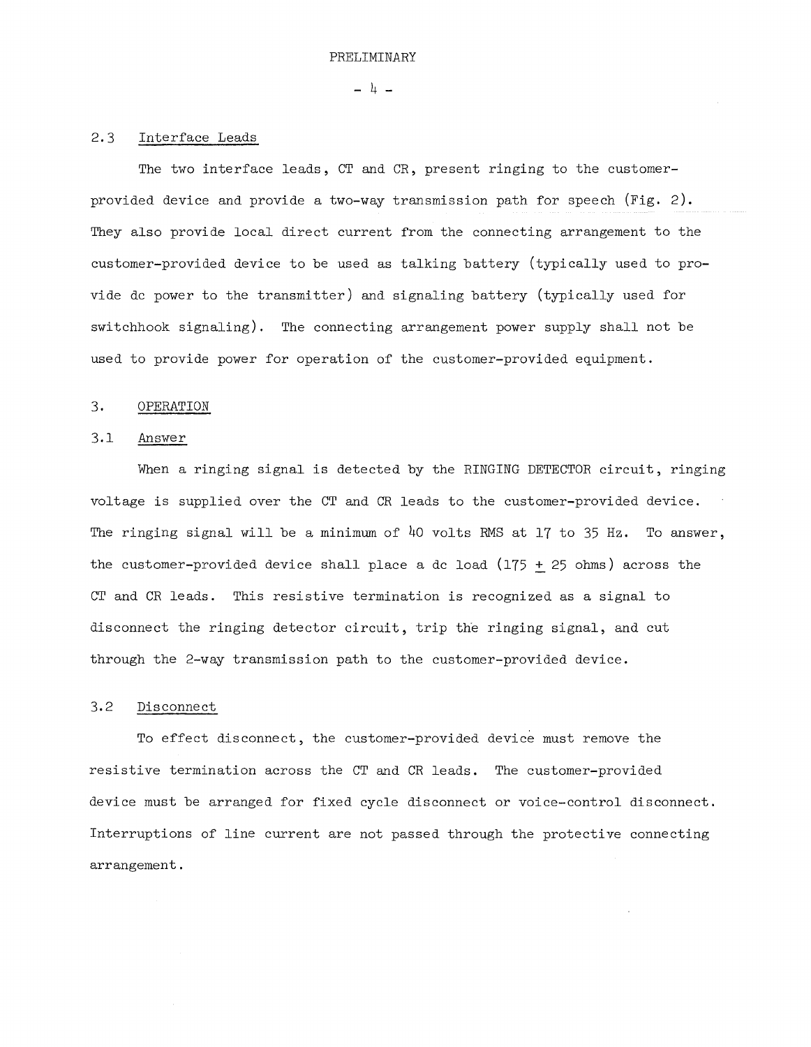PRELIMINARY

## 2.3 Interface Leads

The two interface leads, CT and CR, present ringing to the customer-provided device and provide a two-way transmission path for speech (Fig. 2). They also provide local direct current from the connecting arrangement to the customer-provided device to be used as talking battery (typically used to provide dc power to the transmitter) and signaling battery (typically used for switchhook signaling). The connecting arrangement power supply shall not be used to provide power for operation of the customer-provided equipment.

# 3. OPERATION

## 3.1 Answer

When a ringing signal is detected by the RINGING DETECTOR circuit, ringing voltage is supplied over the CT and CR leads to the customer-provided device. The ringing signal will be a minimum of 40 volts RMS at 17 to 35 Hz. To answer, the customer-provided device shall place a dc load ($175 \pm 25$ ohms) across the CT and CR leads. This resistive termination is recognized as a signal to disconnect the ringing detector circuit, trip the ringing signal, and cut through the 2-way transmission path to the customer-provided device.

## 3.2 Disconnect

To effect disconnect, the customer-provided device must remove the resistive termination across the CT and CR leads. The customer-provided device must be arranged for fixed cycle disconnect or voice-control disconnect. Interruptions of line current are not passed through the protective connecting arrangement.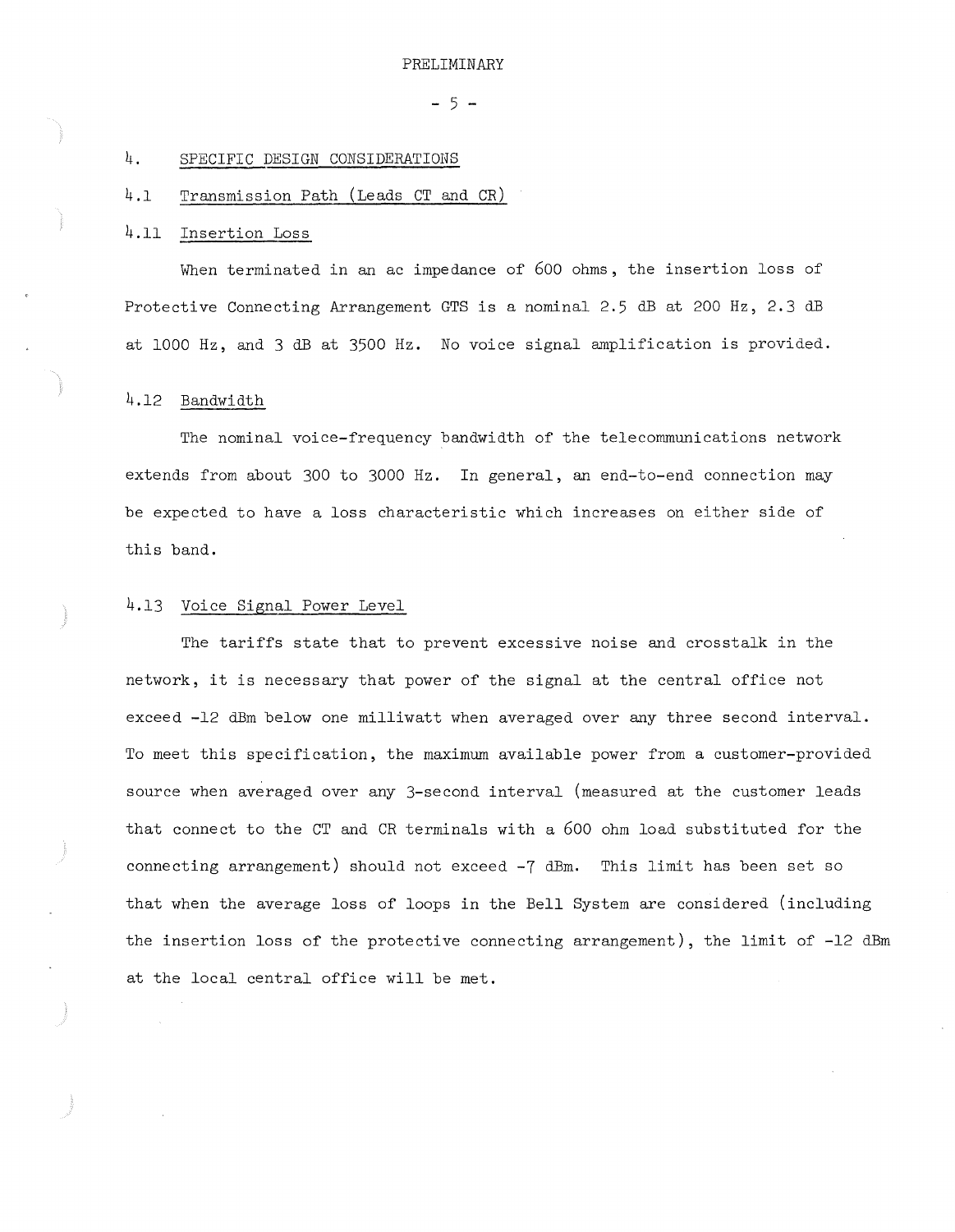PRELIMINARY

# 4. SPECIFIC DESIGN CONSIDERATIONS

## 4.1 Transmission Path (Leads CT and CR)

### 4.11 Insertion Loss

When terminated in an ac impedance of 600 ohms, the insertion loss of Protective Connecting Arrangement GTS is a nominal 2.5 dB at 200 Hz, 2.3 dB at 1000 Hz, and 3 dB at 3500 Hz. No voice signal amplification is provided.

### 4.12 Bandwidth

The nominal voice-frequency bandwidth of the telecommunications network extends from about 300 to 3000 Hz. In general, an end-to-end connection may be expected to have a loss characteristic which increases on either side of this band.

### 4.13 Voice Signal Power Level

The tariffs state that to prevent excessive noise and crosstalk in the network, it is necessary that power of the signal at the central office not exceed -12 dBm below one milliwatt when averaged over any three second interval. To meet this specification, the maximum available power from a customer-provided source when averaged over any 3-second interval (measured at the customer leads that connect to the CT and CR terminals with a 600 ohm load substituted for the connecting arrangement) should not exceed -7 dBm. This limit has been set so that when the average loss of loops in the Bell System are considered (including the insertion loss of the protective connecting arrangement), the limit of -12 dBm at the local central office will be met.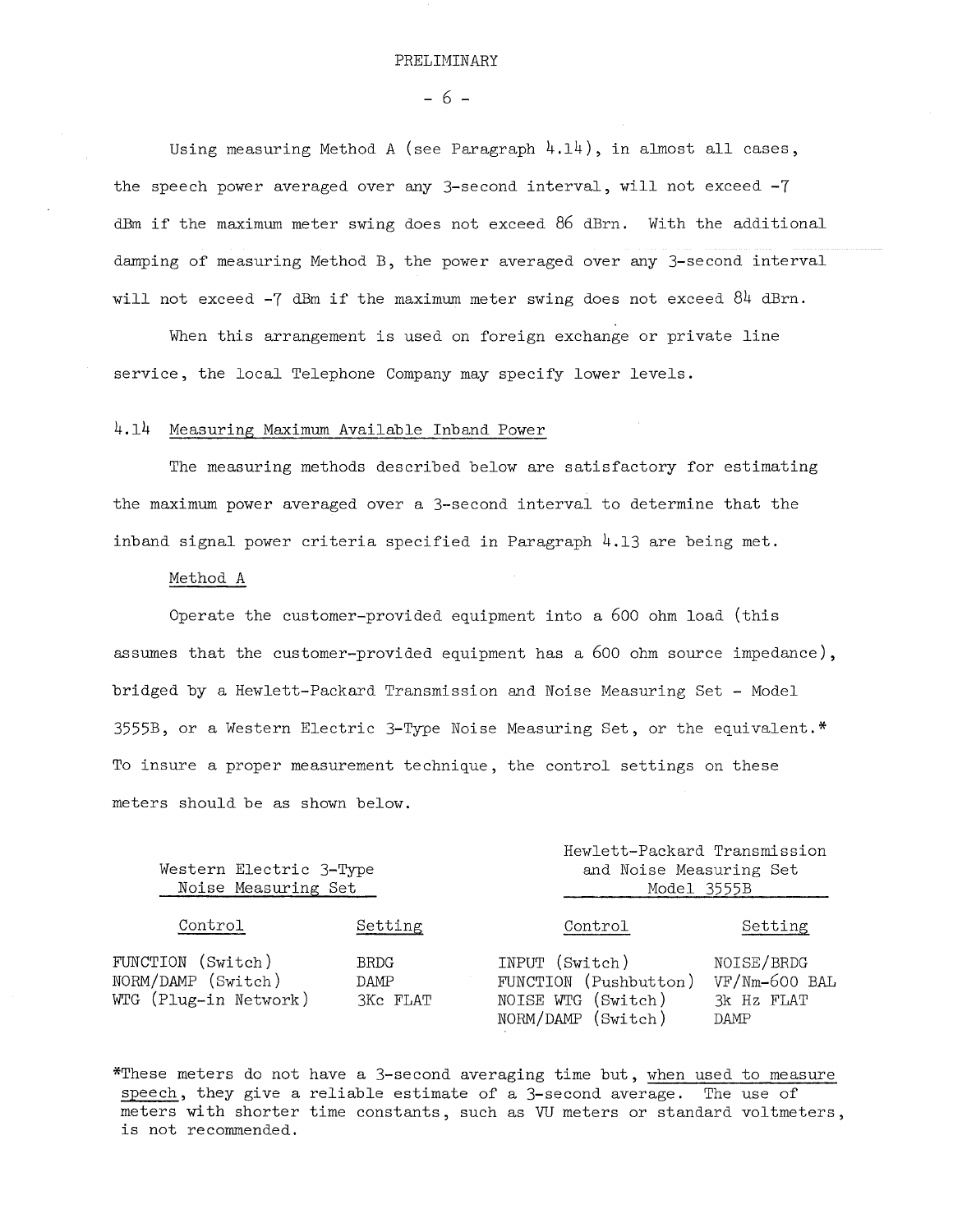Using measuring Method A (see Paragraph 4.14), in almost all cases, the speech power averaged over any 3-second interval, will not exceed -7 dBm if the maximum meter swing does not exceed 86 dBrn. With the additional damping of measuring Method B, the power averaged over any 3-second interval will not exceed -7 dBm if the maximum meter swing does not exceed 84 dBrn.

When this arrangement is used on foreign exchange or private line service, the local Telephone Company may specify lower levels.

### 4.14 Measuring Maximum Available Inband Power

The measuring methods described below are satisfactory for estimating the maximum power averaged over a 3-second interval to determine that the inband signal power criteria specified in Paragraph 4.13 are being met.

Method A

Operate the customer-provided equipment into a 600 ohm load (this assumes that the customer-provided equipment has a 600 ohm source impedance), bridged by a Hewlett-Packard Transmission and Noise Measuring Set - Model 3555B, or a Western Electric 3-Type Noise Measuring Set, or the equivalent.* To insure a proper measurement technique, the control settings on these meters should be as shown below.

| Western Electric 3-Type Noise Measuring Set | | Hewlett-Packard Transmission and Noise Measuring Set Model 3555B | |
|---|---|---|---|
| Control | Setting | Control | Setting |
| FUNCTION (Switch) | BRDG | INPUT (Switch) | NOISE/BRDG |
| NORM/DAMP (Switch) | DAMP | FUNCTION (Pushbutton) | VF/Nm-600 BAL |
| WTG (Plug-in Network) | 3Kc FLAT | NOISE WTG (Switch) | 3k Hz FLAT |
| | | NORM/DAMP (Switch) | DAMP |

*These meters do not have a 3-second averaging time but, when used to measure speech, they give a reliable estimate of a 3-second average. The use of meters with shorter time constants, such as VU meters or standard voltmeters, is not recommended.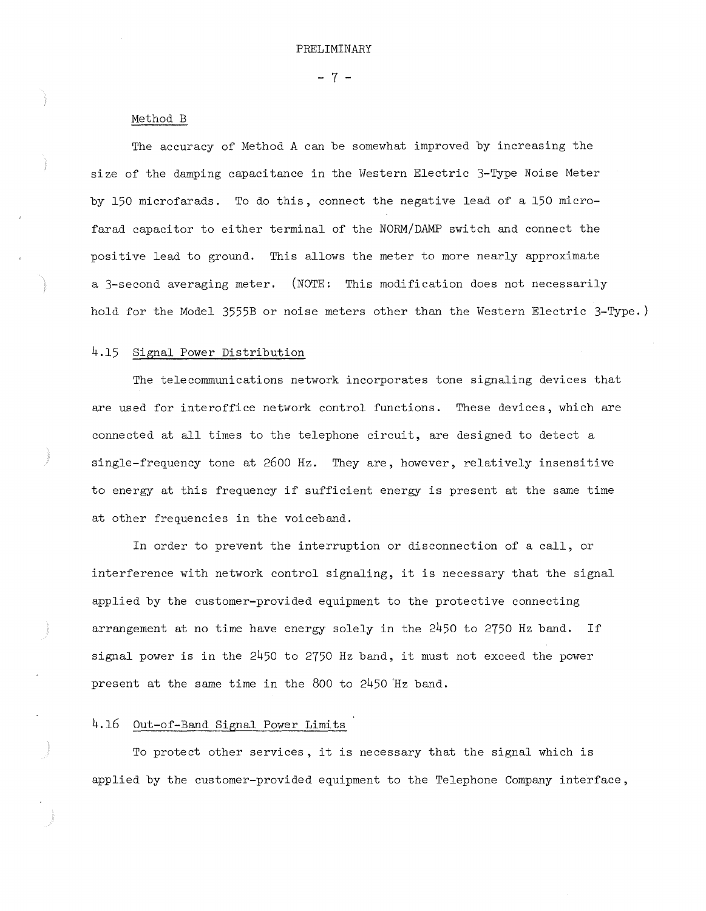PRELIMINARY

### Method B

The accuracy of Method A can be somewhat improved by increasing the size of the damping capacitance in the Western Electric 3-Type Noise Meter by 150 microfarads. To do this, connect the negative lead of a 150 microfarad capacitor to either terminal of the NORM/DAMP switch and connect the positive lead to ground. This allows the meter to more nearly approximate a 3-second averaging meter. (NOTE: This modification does not necessarily hold for the Model 3555B or noise meters other than the Western Electric 3-Type.)

### 4.15 Signal Power Distribution

The telecommunications network incorporates tone signaling devices that are used for interoffice network control functions. These devices, which are connected at all times to the telephone circuit, are designed to detect a single-frequency tone at 2600 Hz. They are, however, relatively insensitive to energy at this frequency if sufficient energy is present at the same time at other frequencies in the voiceband.

In order to prevent the interruption or disconnection of a call, or interference with network control signaling, it is necessary that the signal applied by the customer-provided equipment to the protective connecting arrangement at no time have energy solely in the 2450 to 2750 Hz band. If signal power is in the 2450 to 2750 Hz band, it must not exceed the power present at the same time in the 800 to 2450 Hz band.

### 4.16 Out-of-Band Signal Power Limits

To protect other services, it is necessary that the signal which is applied by the customer-provided equipment to the Telephone Company interface,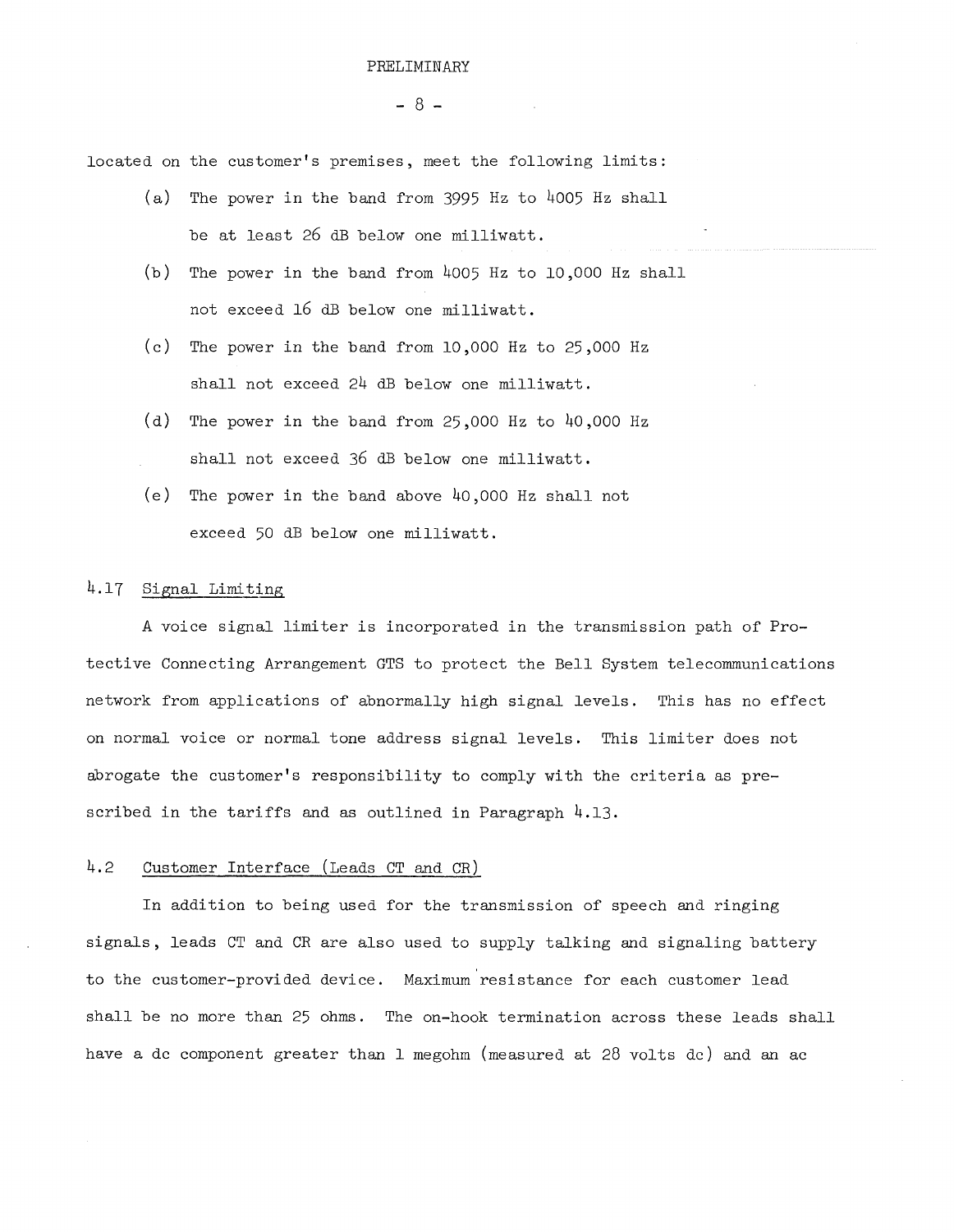located on the customer's premises, meet the following limits:

(a) The power in the band from 3995 Hz to 4005 Hz shall be at least 26 dB below one milliwatt.

(b) The power in the band from 4005 Hz to 10,000 Hz shall not exceed 16 dB below one milliwatt.

(c) The power in the band from 10,000 Hz to 25,000 Hz shall not exceed 24 dB below one milliwatt.

(d) The power in the band from 25,000 Hz to 40,000 Hz shall not exceed 36 dB below one milliwatt.

(e) The power in the band above 40,000 Hz shall not exceed 50 dB below one milliwatt.

### 4.17 Signal Limiting

A voice signal limiter is incorporated in the transmission path of Protective Connecting Arrangement GTS to protect the Bell System telecommunications network from applications of abnormally high signal levels. This has no effect on normal voice or normal tone address signal levels. This limiter does not abrogate the customer's responsibility to comply with the criteria as prescribed in the tariffs and as outlined in Paragraph 4.13.

## 4.2 Customer Interface (Leads CT and CR)

In addition to being used for the transmission of speech and ringing signals, leads CT and CR are also used to supply talking and signaling battery to the customer-provided device. Maximum resistance for each customer lead shall be no more than 25 ohms. The on-hook termination across these leads shall have a dc component greater than 1 megohm (measured at 28 volts dc) and an ac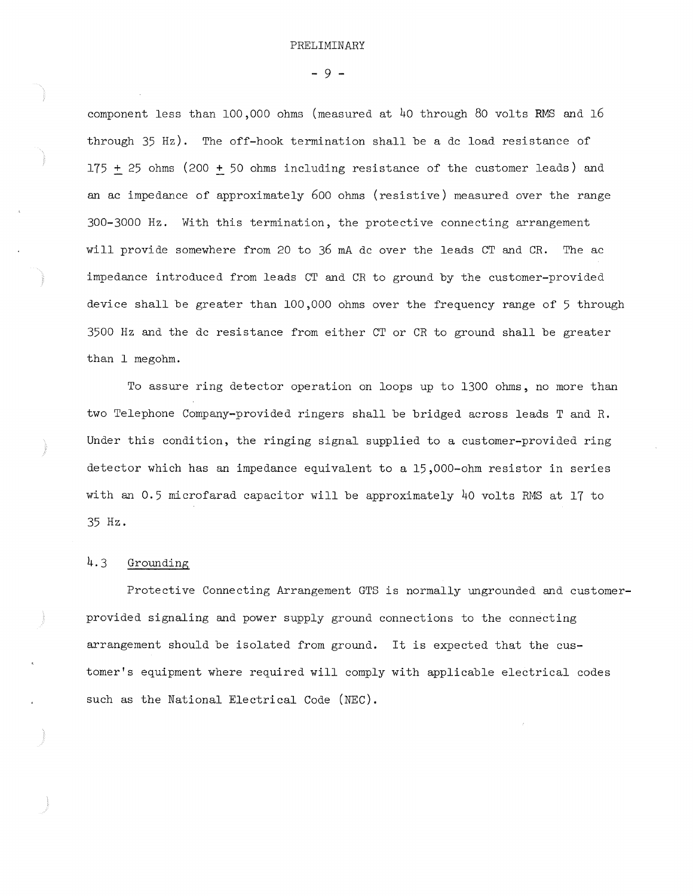component less than 100,000 ohms (measured at 40 through 80 volts RMS and 16 through 35 Hz). The off-hook termination shall be a dc load resistance of 175 ± 25 ohms (200 ± 50 ohms including resistance of the customer leads) and an ac impedance of approximately 600 ohms (resistive) measured over the range 300-3000 Hz. With this termination, the protective connecting arrangement will provide somewhere from 20 to 36 mA dc over the leads CT and CR. The ac impedance introduced from leads CT and CR to ground by the customer-provided device shall be greater than 100,000 ohms over the frequency range of 5 through 3500 Hz and the dc resistance from either CT or CR to ground shall be greater than 1 megohm.

To assure ring detector operation on loops up to 1300 ohms, no more than two Telephone Company-provided ringers shall be bridged across leads T and R. Under this condition, the ringing signal supplied to a customer-provided ring detector which has an impedance equivalent to a 15,000-ohm resistor in series with an 0.5 microfarad capacitor will be approximately 40 volts RMS at 17 to 35 Hz.

### 4.3 Grounding

Protective Connecting Arrangement GTS is normally ungrounded and customer-provided signaling and power supply ground connections to the connecting arrangement should be isolated from ground. It is expected that the customer's equipment where required will comply with applicable electrical codes such as the National Electrical Code (NEC).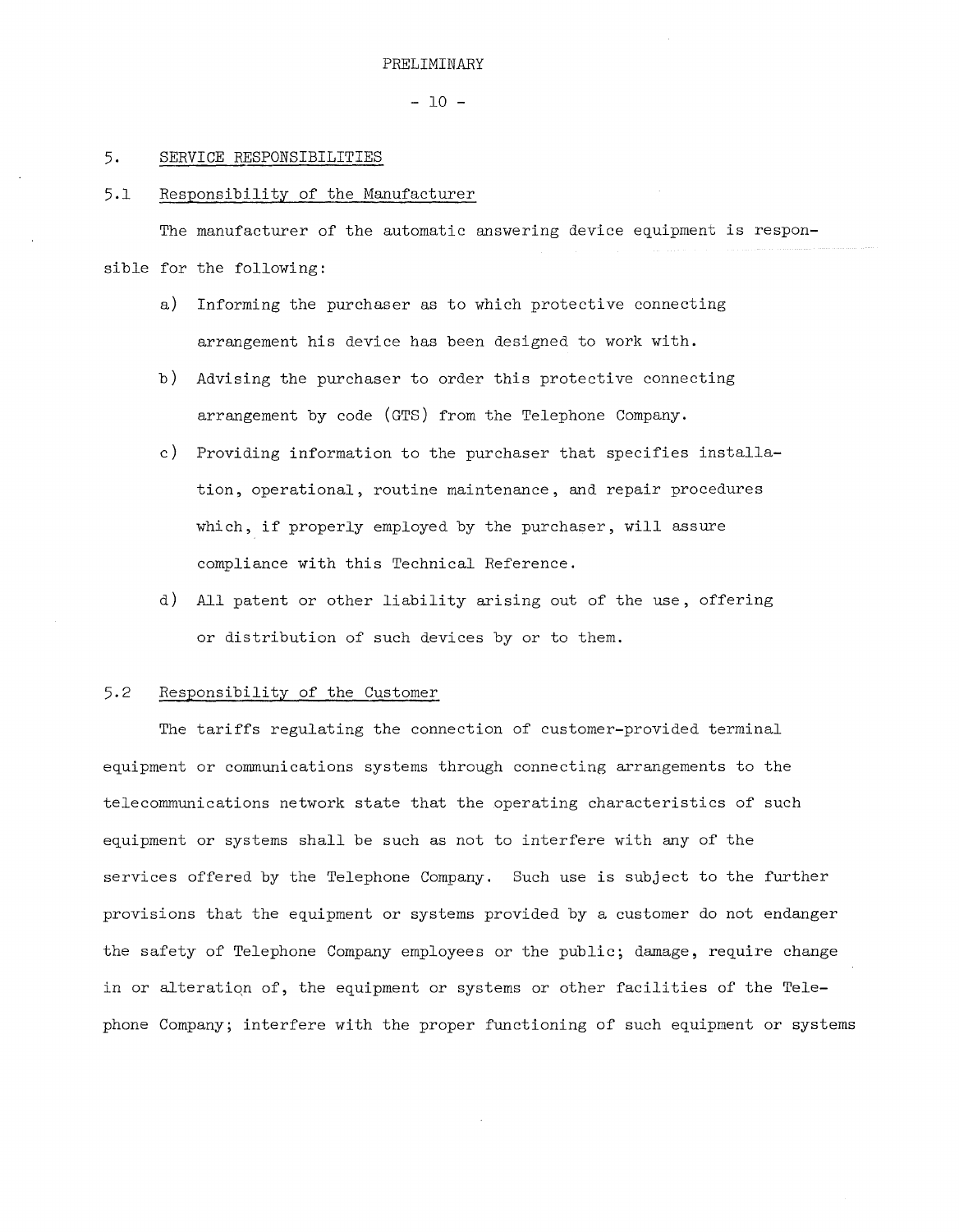PRELIMINARY

## 5. SERVICE RESPONSIBILITIES

### 5.1 Responsibility of the Manufacturer

The manufacturer of the automatic answering device equipment is responsible for the following:

a) Informing the purchaser as to which protective connecting arrangement his device has been designed to work with.

b) Advising the purchaser to order this protective connecting arrangement by code (GTS) from the Telephone Company.

c) Providing information to the purchaser that specifies installation, operational, routine maintenance, and repair procedures which, if properly employed by the purchaser, will assure compliance with this Technical Reference.

d) All patent or other liability arising out of the use, offering or distribution of such devices by or to them.

### 5.2 Responsibility of the Customer

The tariffs regulating the connection of customer-provided terminal equipment or communications systems through connecting arrangements to the telecommunications network state that the operating characteristics of such equipment or systems shall be such as not to interfere with any of the services offered by the Telephone Company. Such use is subject to the further provisions that the equipment or systems provided by a customer do not endanger the safety of Telephone Company employees or the public; damage, require change in or alteration of, the equipment or systems or other facilities of the Telephone Company; interfere with the proper functioning of such equipment or systems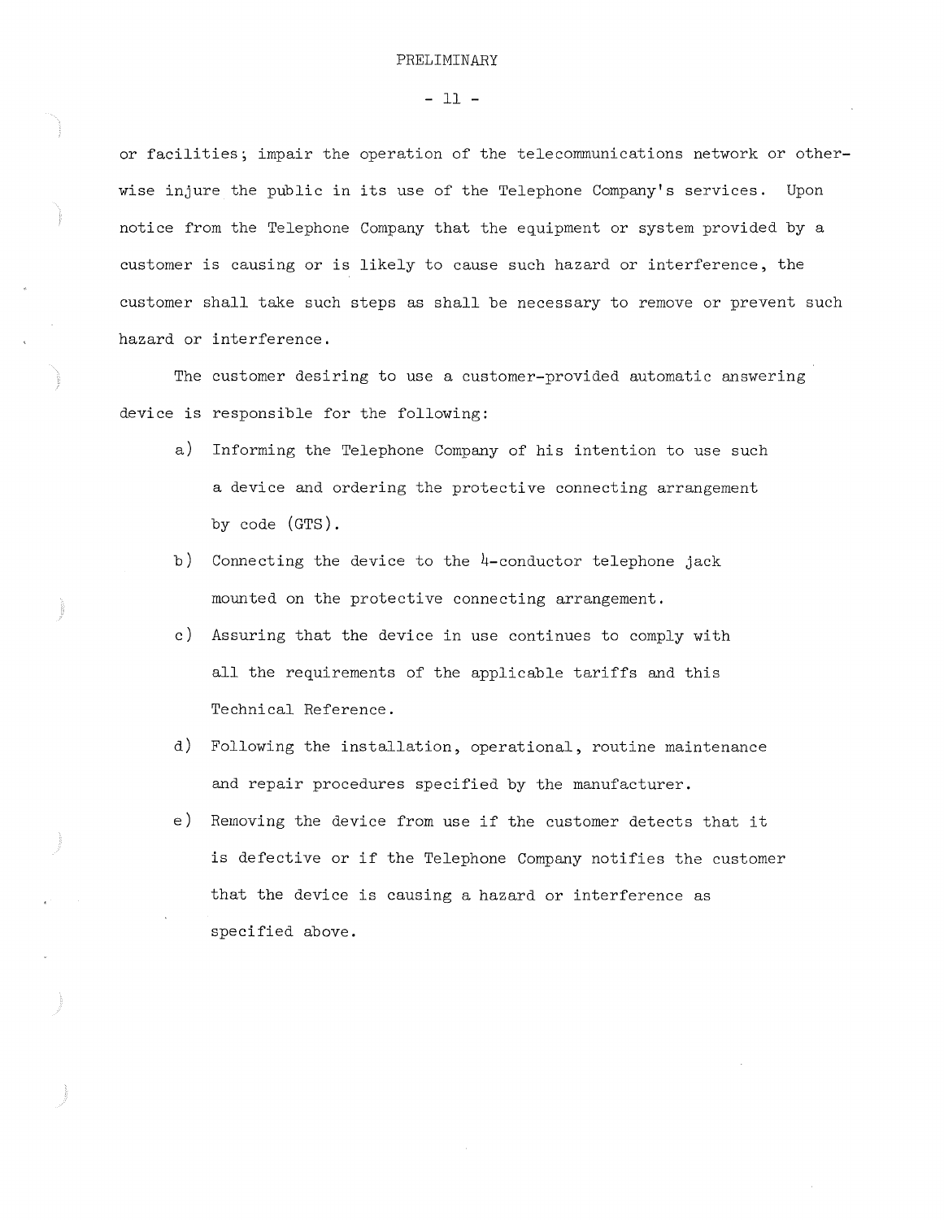or facilities; impair the operation of the telecommunications network or otherwise injure the public in its use of the Telephone Company's services. Upon notice from the Telephone Company that the equipment or system provided by a customer is causing or is likely to cause such hazard or interference, the customer shall take such steps as shall be necessary to remove or prevent such hazard or interference.

The customer desiring to use a customer-provided automatic answering device is responsible for the following:

a) Informing the Telephone Company of his intention to use such a device and ordering the protective connecting arrangement by code (GTS).

b) Connecting the device to the 4-conductor telephone jack mounted on the protective connecting arrangement.

c) Assuring that the device in use continues to comply with all the requirements of the applicable tariffs and this Technical Reference.

d) Following the installation, operational, routine maintenance and repair procedures specified by the manufacturer.

e) Removing the device from use if the customer detects that it is defective or if the Telephone Company notifies the customer that the device is causing a hazard or interference as specified above.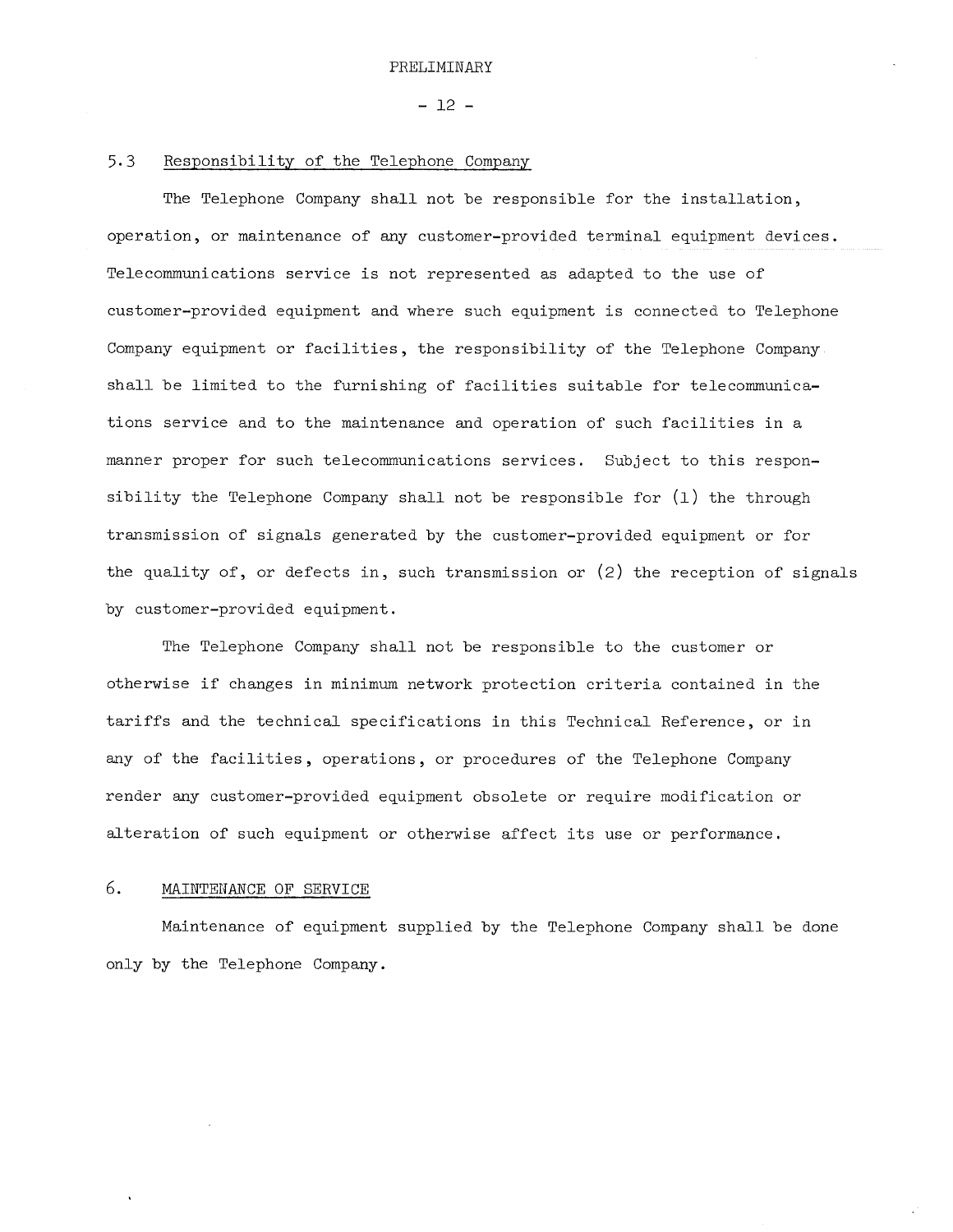### 5.3 Responsibility of the Telephone Company

The Telephone Company shall not be responsible for the installation, operation, or maintenance of any customer-provided terminal equipment devices. Telecommunications service is not represented as adapted to the use of customer-provided equipment and where such equipment is connected to Telephone Company equipment or facilities, the responsibility of the Telephone Company shall be limited to the furnishing of facilities suitable for telecommunications service and to the maintenance and operation of such facilities in a manner proper for such telecommunications services. Subject to this responsibility the Telephone Company shall not be responsible for (1) the through transmission of signals generated by the customer-provided equipment or for the quality of, or defects in, such transmission or (2) the reception of signals by customer-provided equipment.

The Telephone Company shall not be responsible to the customer or otherwise if changes in minimum network protection criteria contained in the tariffs and the technical specifications in this Technical Reference, or in any of the facilities, operations, or procedures of the Telephone Company render any customer-provided equipment obsolete or require modification or alteration of such equipment or otherwise affect its use or performance.

## 6. MAINTENANCE OF SERVICE

Maintenance of equipment supplied by the Telephone Company shall be done only by the Telephone Company.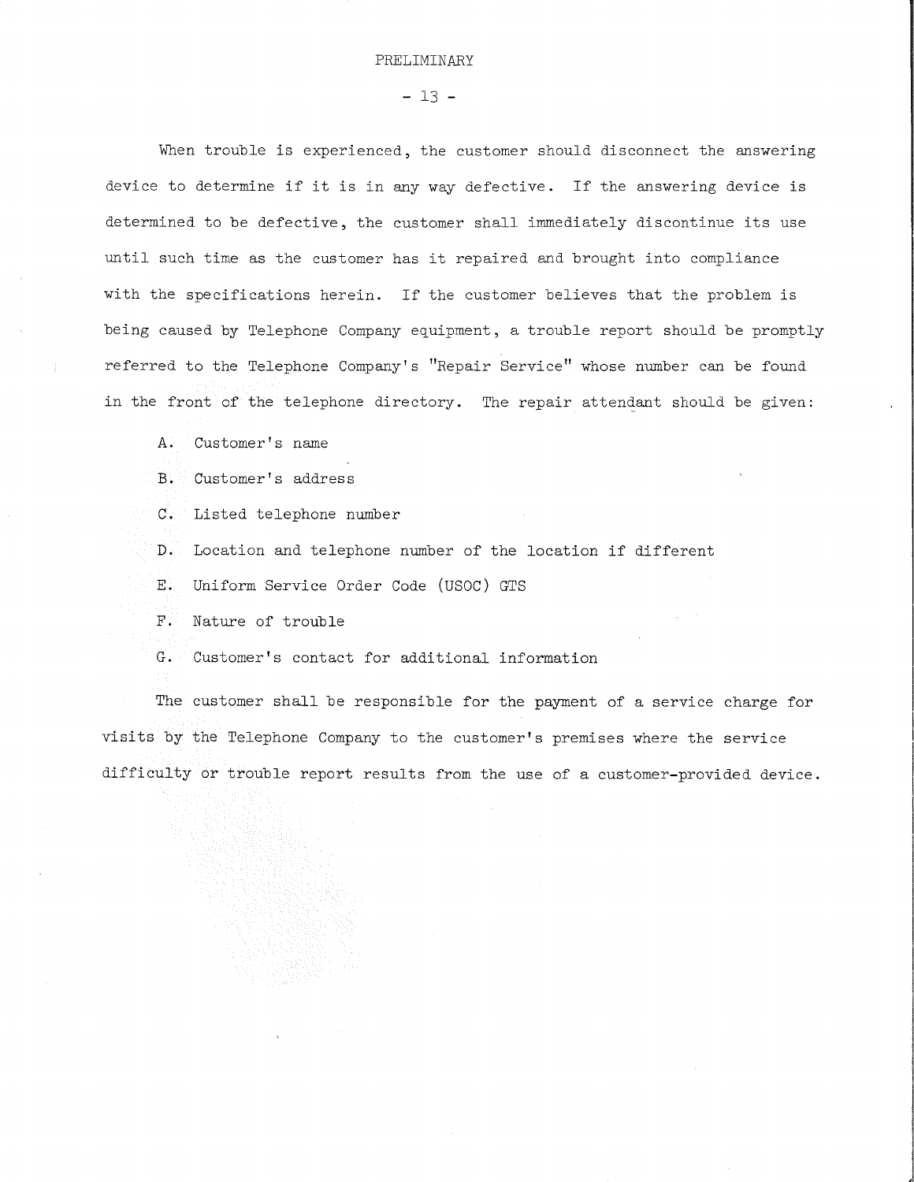PRELIMINARY

When trouble is experienced, the customer should disconnect the answering device to determine if it is in any way defective. If the answering device is determined to be defective, the customer shall immediately discontinue its use until such time as the customer has it repaired and brought into compliance with the specifications herein. If the customer believes that the problem is being caused by Telephone Company equipment, a trouble report should be promptly referred to the Telephone Company's "Repair Service" whose number can be found in the front of the telephone directory. The repair attendant should be given:

A. Customer's name

B. Customer's address

C. Listed telephone number

D. Location and telephone number of the location if different

E. Uniform Service Order Code (USOC) GTS

F. Nature of trouble

G. Customer's contact for additional information

The customer shall be responsible for the payment of a service charge for visits by the Telephone Company to the customer's premises where the service difficulty or trouble report results from the use of a customer-provided device.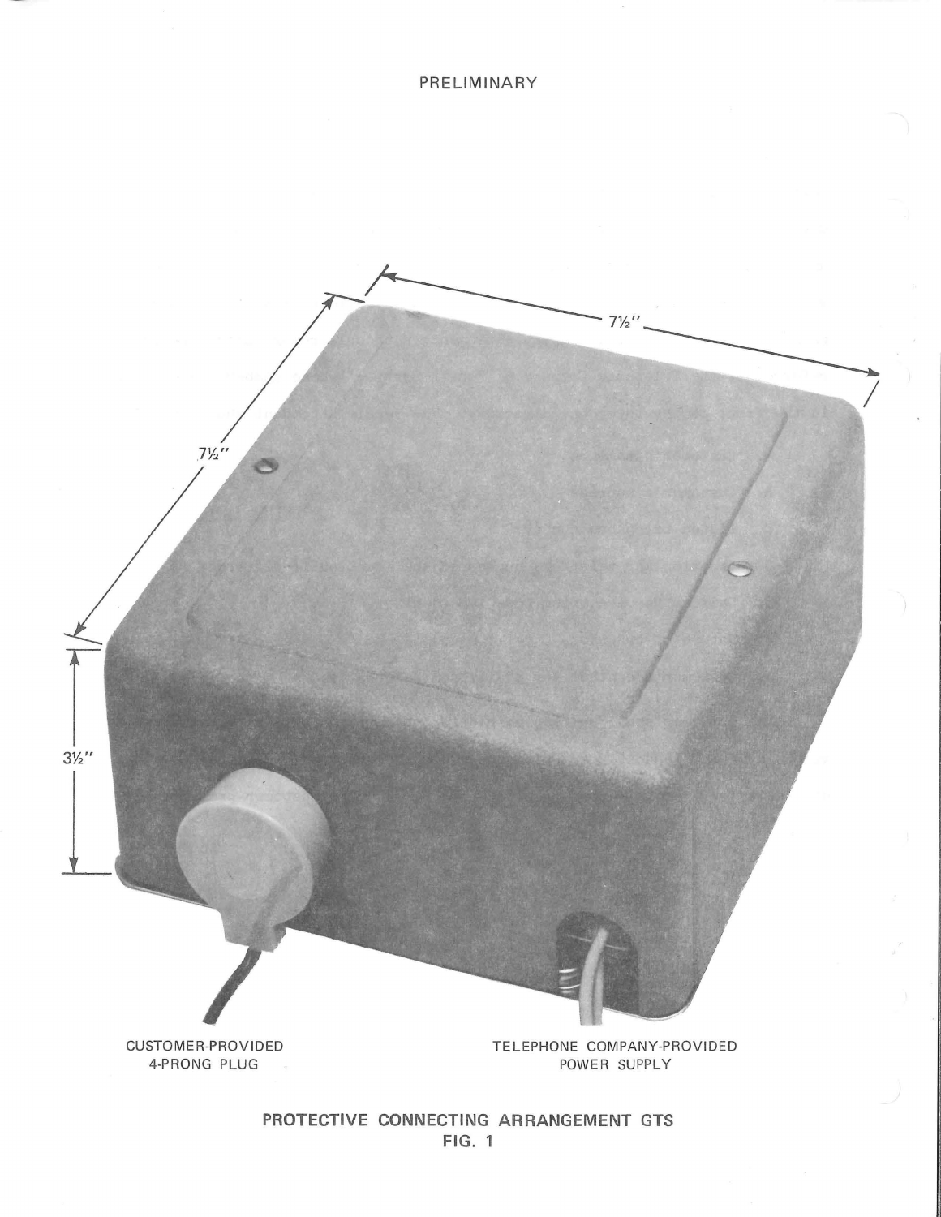PRELIMINARY

7½"

7½"

3½"

CUSTOMER-PROVIDED
4-PRONG PLUG

TELEPHONE COMPANY-PROVIDED
POWER SUPPLY

**PROTECTIVE CONNECTING ARRANGEMENT GTS**
**FIG. 1**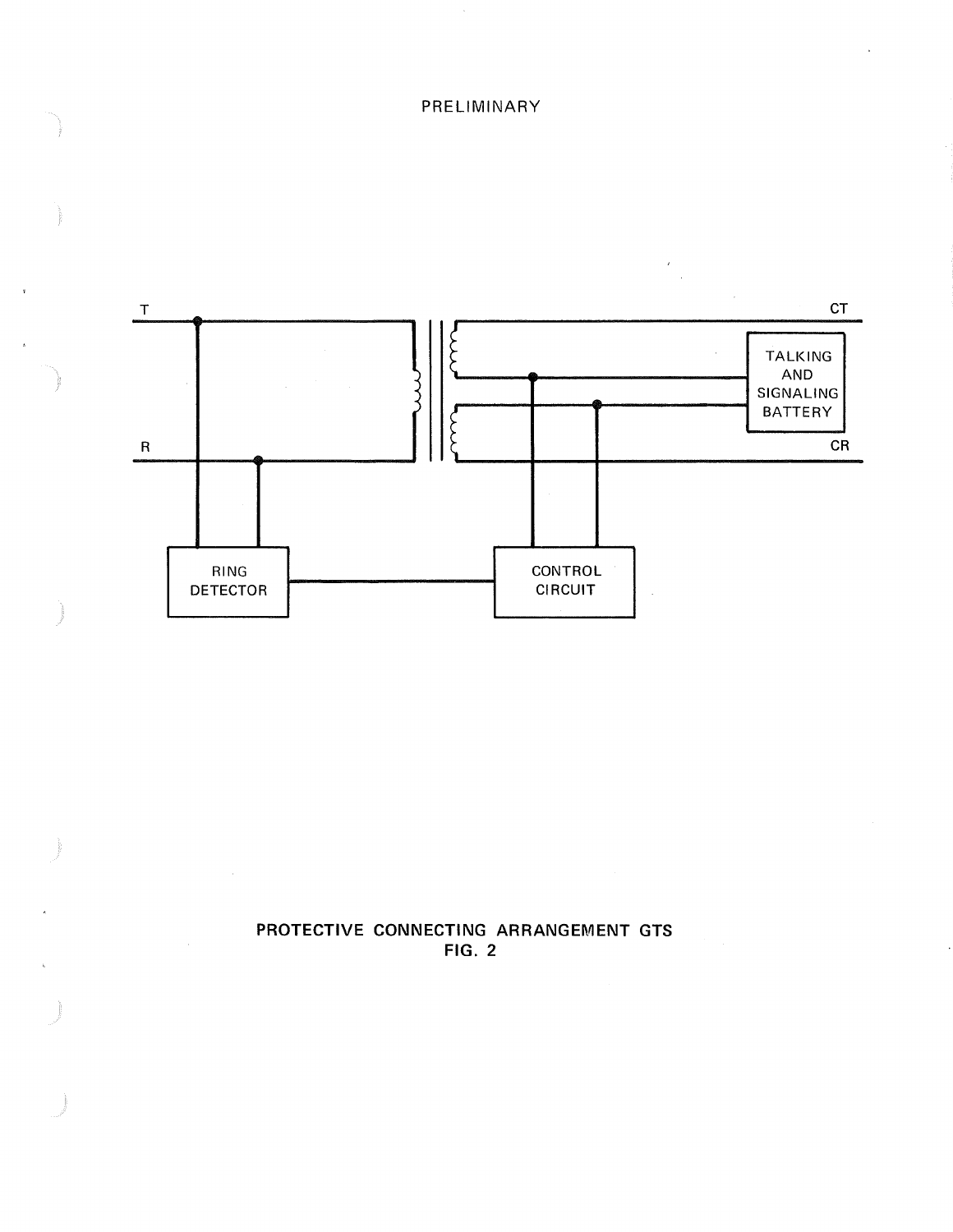PRELIMINARY

T

R

CT

CR

TALKING AND SIGNALING BATTERY

RING DETECTOR

CONTROL CIRCUIT

**PROTECTIVE CONNECTING ARRANGEMENT GTS**
**FIG. 2**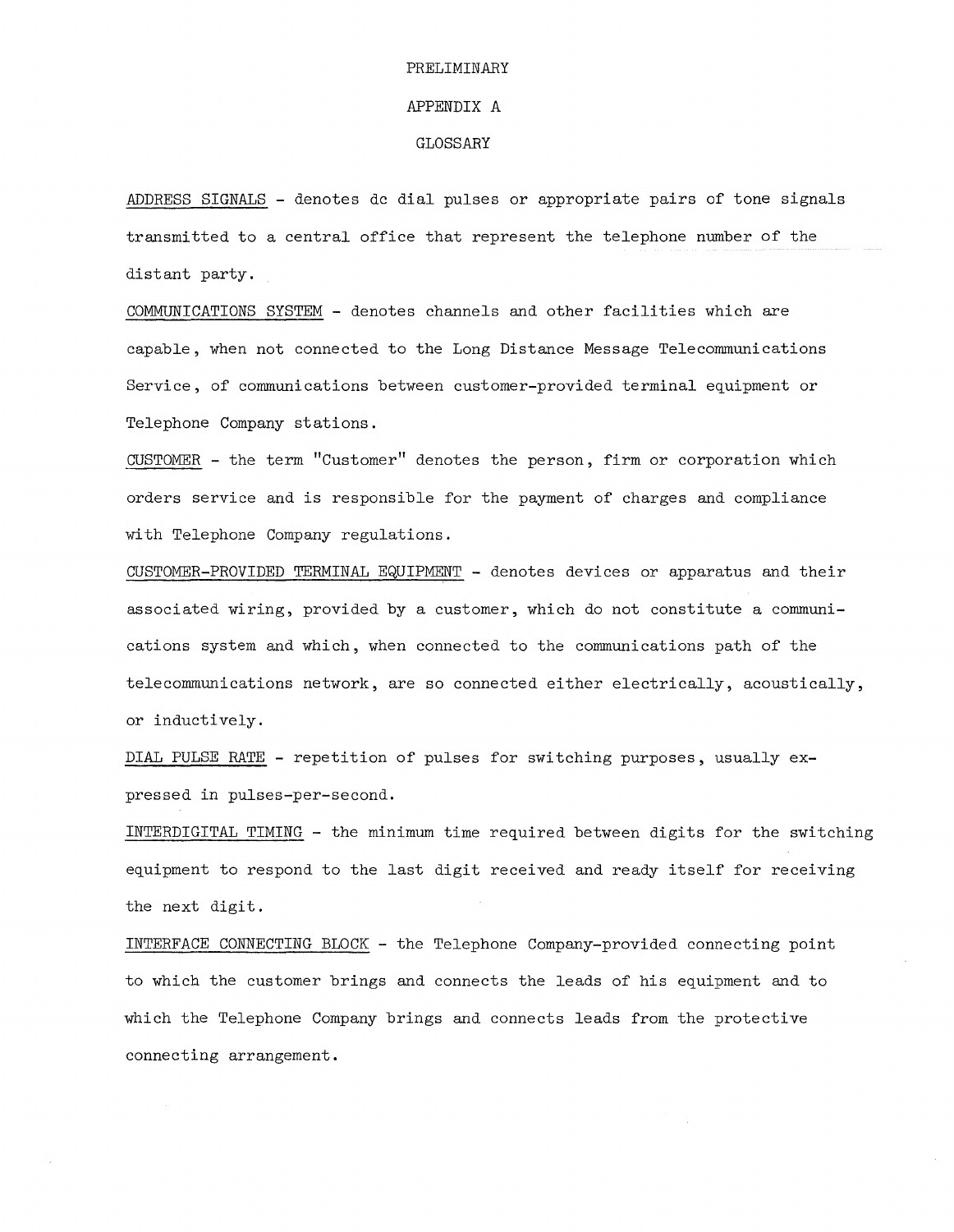PRELIMINARY

# APPENDIX A

## GLOSSARY

ADDRESS SIGNALS - denotes dc dial pulses or appropriate pairs of tone signals transmitted to a central office that represent the telephone number of the distant party.

COMMUNICATIONS SYSTEM - denotes channels and other facilities which are capable, when not connected to the Long Distance Message Telecommunications Service, of communications between customer-provided terminal equipment or Telephone Company stations.

CUSTOMER - the term "Customer" denotes the person, firm or corporation which orders service and is responsible for the payment of charges and compliance with Telephone Company regulations.

CUSTOMER-PROVIDED TERMINAL EQUIPMENT - denotes devices or apparatus and their associated wiring, provided by a customer, which do not constitute a communications system and which, when connected to the communications path of the telecommunications network, are so connected either electrically, acoustically, or inductively.

DIAL PULSE RATE - repetition of pulses for switching purposes, usually expressed in pulses-per-second.

INTERDIGITAL TIMING - the minimum time required between digits for the switching equipment to respond to the last digit received and ready itself for receiving the next digit.

INTERFACE CONNECTING BLOCK - the Telephone Company-provided connecting point to which the customer brings and connects the leads of his equipment and to which the Telephone Company brings and connects leads from the protective connecting arrangement.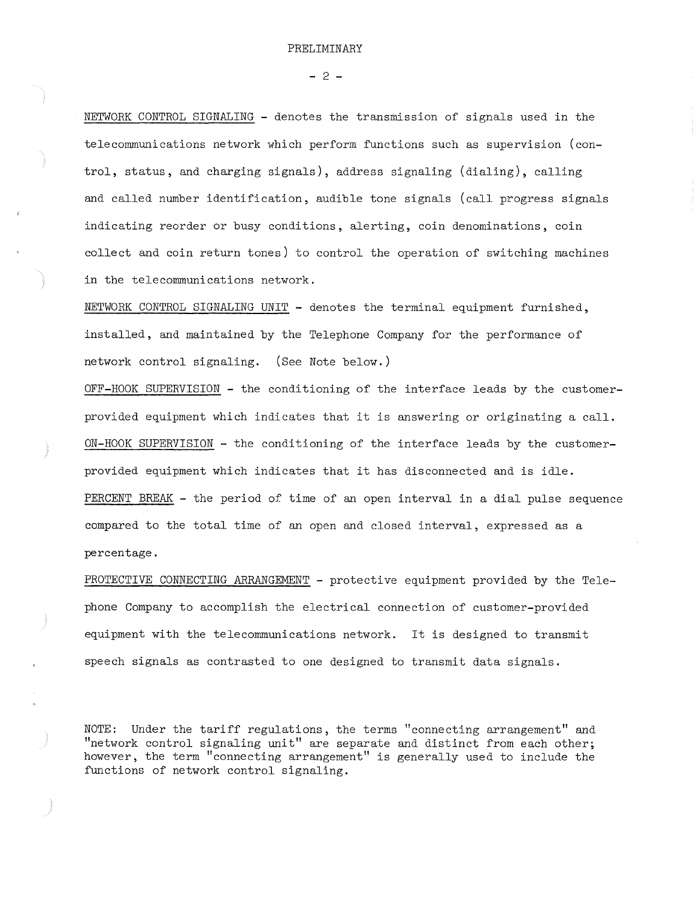PRELIMINARY

<u>NETWORK CONTROL SIGNALING</u> - denotes the transmission of signals used in the telecommunications network which perform functions such as supervision (control, status, and charging signals), address signaling (dialing), calling and called number identification, audible tone signals (call progress signals indicating reorder or busy conditions, alerting, coin denominations, coin collect and coin return tones) to control the operation of switching machines in the telecommunications network.

<u>NETWORK CONTROL SIGNALING UNIT</u> - denotes the terminal equipment furnished, installed, and maintained by the Telephone Company for the performance of network control signaling. (See Note below.)

<u>OFF-HOOK SUPERVISION</u> - the conditioning of the interface leads by the customer-provided equipment which indicates that it is answering or originating a call.

<u>ON-HOOK SUPERVISION</u> - the conditioning of the interface leads by the customer-provided equipment which indicates that it has disconnected and is idle.

<u>PERCENT BREAK</u> - the period of time of an open interval in a dial pulse sequence compared to the total time of an open and closed interval, expressed as a percentage.

<u>PROTECTIVE CONNECTING ARRANGEMENT</u> - protective equipment provided by the Telephone Company to accomplish the electrical connection of customer-provided equipment with the telecommunications network. It is designed to transmit speech signals as contrasted to one designed to transmit data signals.

NOTE: Under the tariff regulations, the terms "connecting arrangement" and "network control signaling unit" are separate and distinct from each other; however, the term "connecting arrangement" is generally used to include the functions of network control signaling.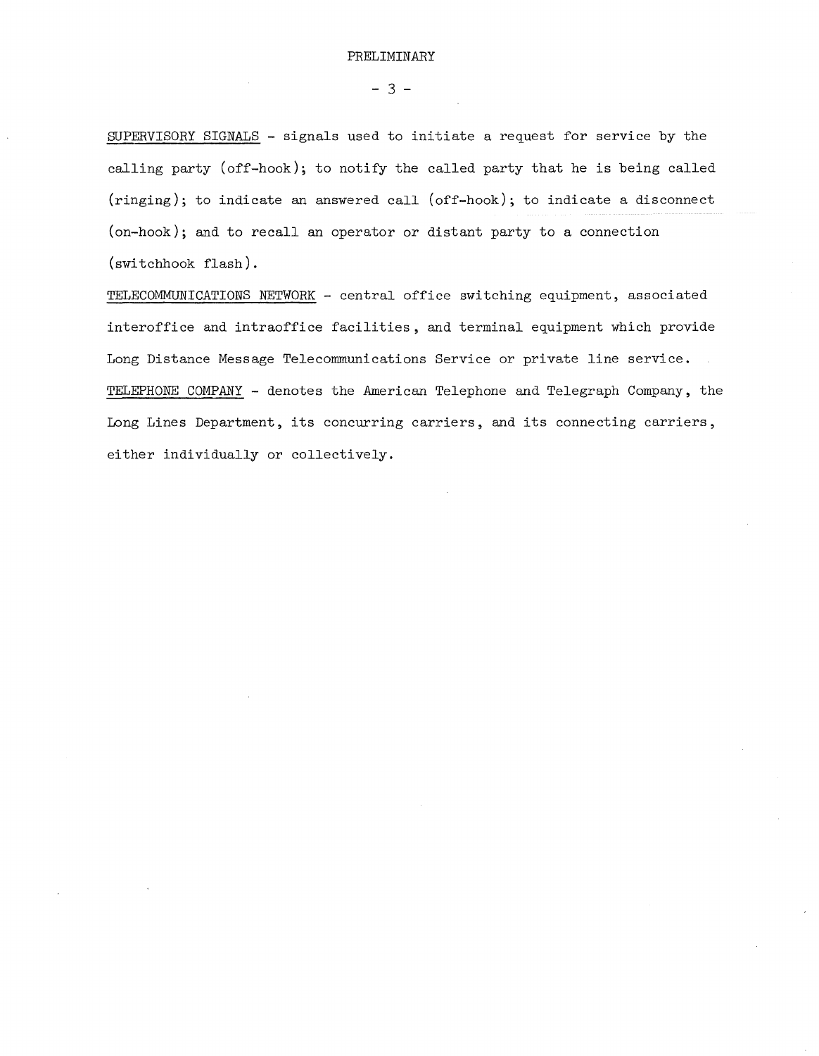PRELIMINARY

<u>SUPERVISORY SIGNALS</u> - signals used to initiate a request for service by the calling party (off-hook); to notify the called party that he is being called (ringing); to indicate an answered call (off-hook); to indicate a disconnect (on-hook); and to recall an operator or distant party to a connection (switchhook flash).

<u>TELECOMMUNICATIONS NETWORK</u> - central office switching equipment, associated interoffice and intraoffice facilities, and terminal equipment which provide Long Distance Message Telecommunications Service or private line service.

<u>TELEPHONE COMPANY</u> - denotes the American Telephone and Telegraph Company, the Long Lines Department, its concurring carriers, and its connecting carriers, either individually or collectively.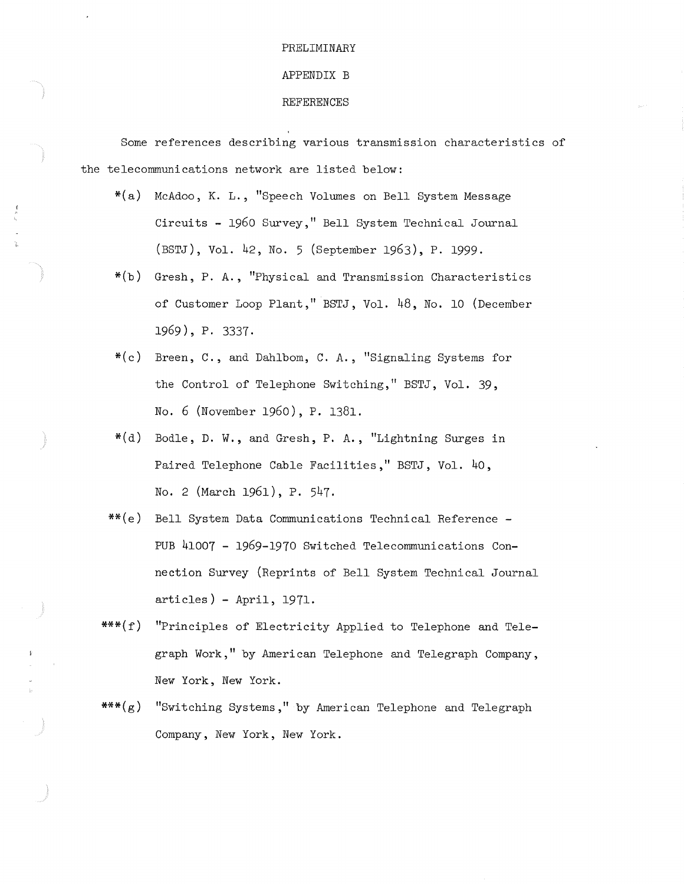PRELIMINARY

# APPENDIX B

## REFERENCES

Some references describing various transmission characteristics of the telecommunications network are listed below:

*(a) McAdoo, K. L., "Speech Volumes on Bell System Message Circuits - 1960 Survey," Bell System Technical Journal (BSTJ), Vol. 42, No. 5 (September 1963), P. 1999.

*(b) Gresh, P. A., "Physical and Transmission Characteristics of Customer Loop Plant," BSTJ, Vol. 48, No. 10 (December 1969), P. 3337.

*(c) Breen, C., and Dahlbom, C. A., "Signaling Systems for the Control of Telephone Switching," BSTJ, Vol. 39, No. 6 (November 1960), P. 1381.

*(d) Bodle, D. W., and Gresh, P. A., "Lightning Surges in Paired Telephone Cable Facilities," BSTJ, Vol. 40, No. 2 (March 1961), P. 547.

**(e) Bell System Data Communications Technical Reference - PUB 41007 - 1969-1970 Switched Telecommunications Connection Survey (Reprints of Bell System Technical Journal articles) - April, 1971.

***(f) "Principles of Electricity Applied to Telephone and Telegraph Work," by American Telephone and Telegraph Company, New York, New York.

***(g) "Switching Systems," by American Telephone and Telegraph Company, New York, New York.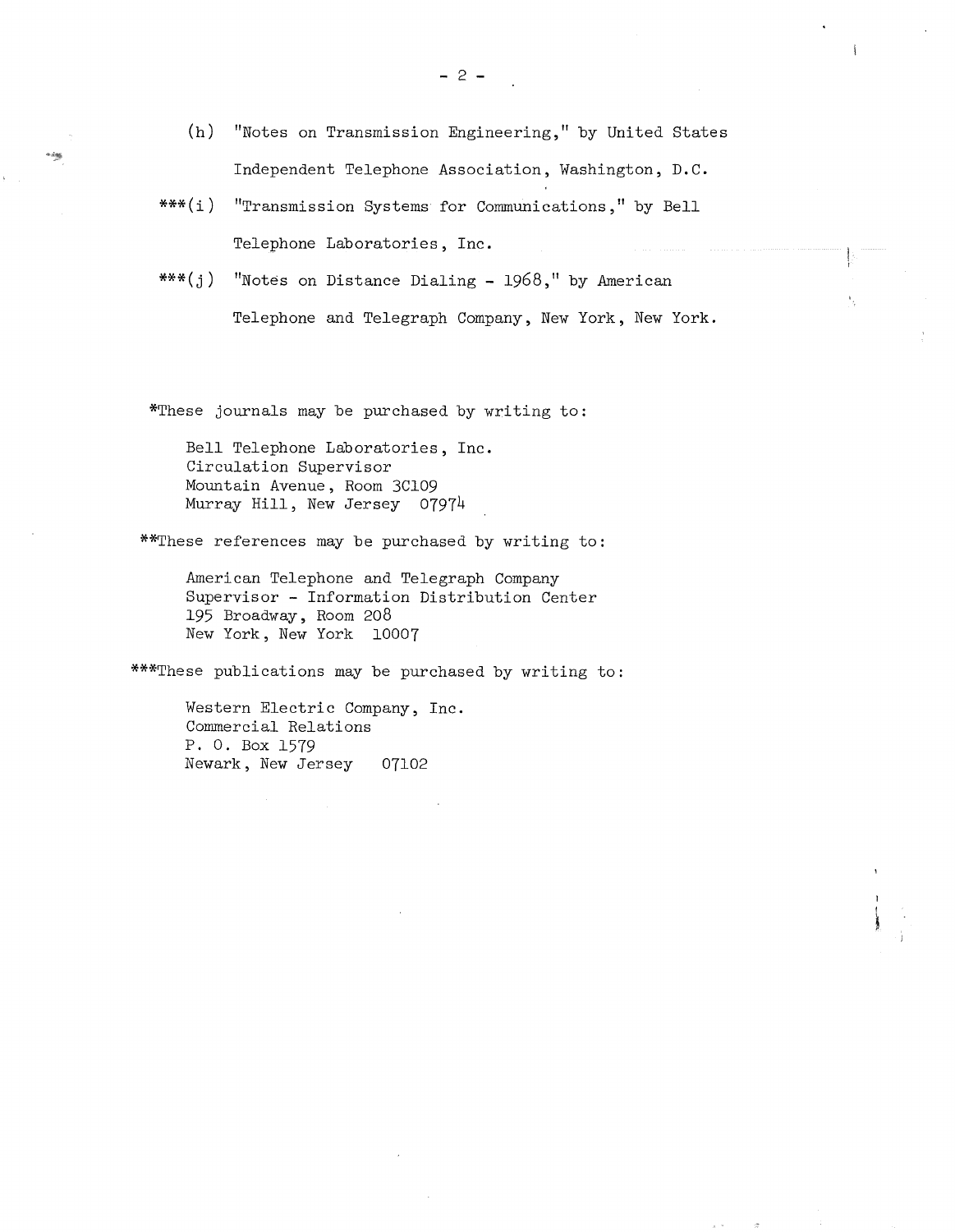(h) "Notes on Transmission Engineering," by United States Independent Telephone Association, Washington, D.C.

***(i) "Transmission Systems for Communications," by Bell Telephone Laboratories, Inc.

***(j) "Notes on Distance Dialing - 1968," by American Telephone and Telegraph Company, New York, New York.

*These journals may be purchased by writing to:

Bell Telephone Laboratories, Inc.
Circulation Supervisor
Mountain Avenue, Room 3C109
Murray Hill, New Jersey 07974

**These references may be purchased by writing to:

American Telephone and Telegraph Company
Supervisor - Information Distribution Center
195 Broadway, Room 208
New York, New York 10007

***These publications may be purchased by writing to:

Western Electric Company, Inc.
Commercial Relations
P. O. Box 1579
Newark, New Jersey 07102